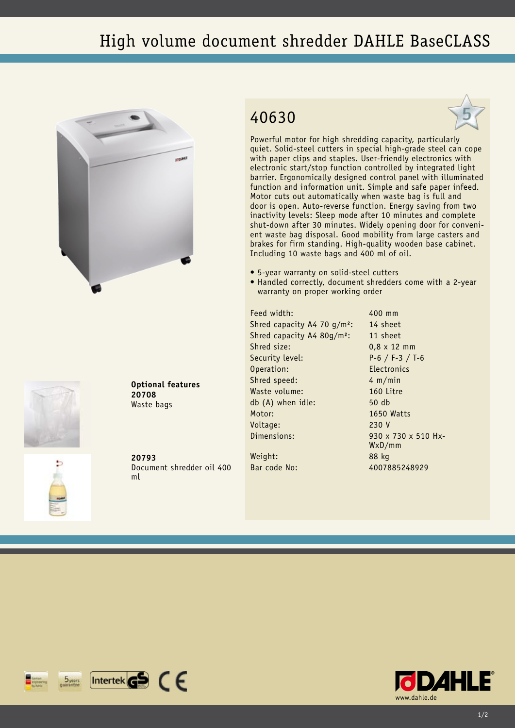# High volume document shredder DAHLE BaseCLASS

## 40630

Powerful motor for high shredding capacity, particularly quiet. Solid-steel cutters in special high-grade steel can cope with paper clips and staples. User-friendly electronics with electronic start/stop function controlled by integrated light barrier. Ergonomically designed control panel with illuminated function and information unit. Simple and safe paper infeed. Motor cuts out automatically when waste bag is full and door is open. Auto-reverse function. Energy saving from two inactivity levels: Sleep mode after 10 minutes and complete shut-down after 30 minutes. Widely opening door for convenient waste bag disposal. Good mobility from large casters and brakes for firm standing. High-quality wooden base cabinet. Including 10 waste bags and 400 ml of oil.

- 5-year warranty on solid-steel cutters
- Handled correctly, document shredders come with a 2-year warranty on proper working order

| | |
|---|---|
| Feed width: | 400 mm |
| Shred capacity A4 70 g/m²: | 14 sheet |
| Shred capacity A4 80g/m²: | 11 sheet |
| Shred size: | 0,8 x 12 mm |
| Security level: | P-6 / F-3 / T-6 |
| Operation: | Electronics |
| Shred speed: | 4 m/min |
| Waste volume: | 160 Litre |
| db (A) when idle: | 50 db |
| Motor: | 1650 Watts |
| Voltage: | 230 V |
| Dimensions: | 930 x 730 x 510 HxWxD/mm |
| Weight: | 88 kg |
| Bar code No: | 4007885248929 |

**Optional features**

**20708**
Waste bags

**20793**
Document shredder oil 400 ml

www.dahle.de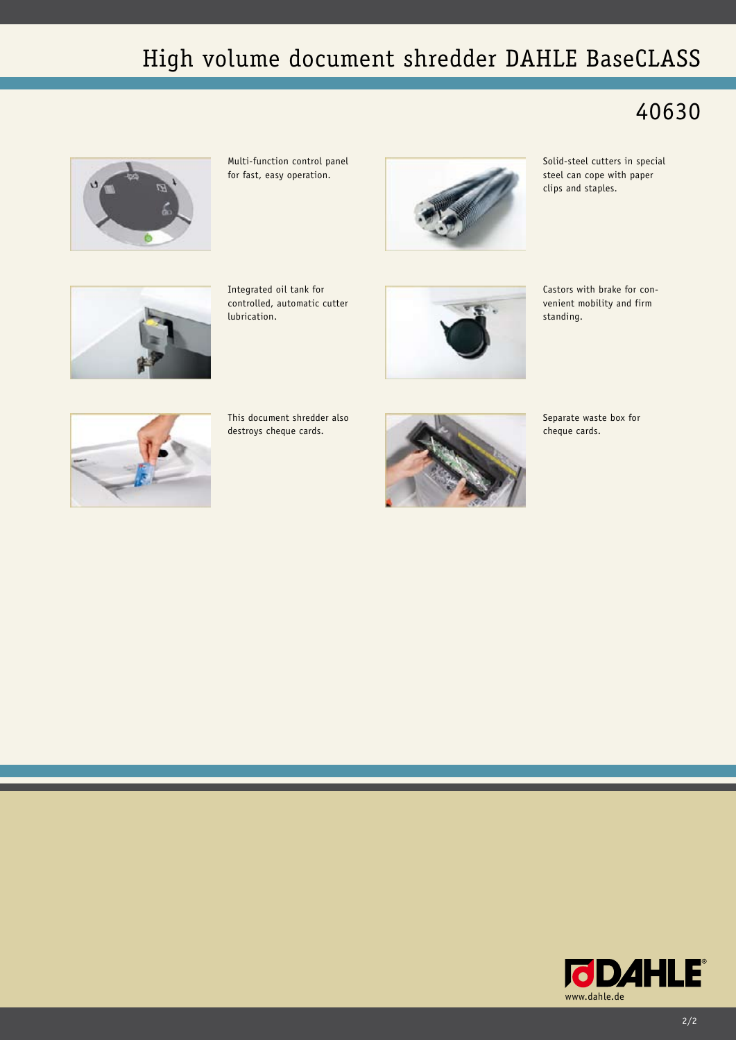# High volume document shredder DAHLE BaseCLASS

40630

Multi-function control panel for fast, easy operation.

Solid-steel cutters in special steel can cope with paper clips and staples.

Integrated oil tank for controlled, automatic cutter lubrication.

Castors with brake for convenient mobility and firm standing.

This document shredder also destroys cheque cards.

Separate waste box for cheque cards.

DAHLE
www.dahle.de